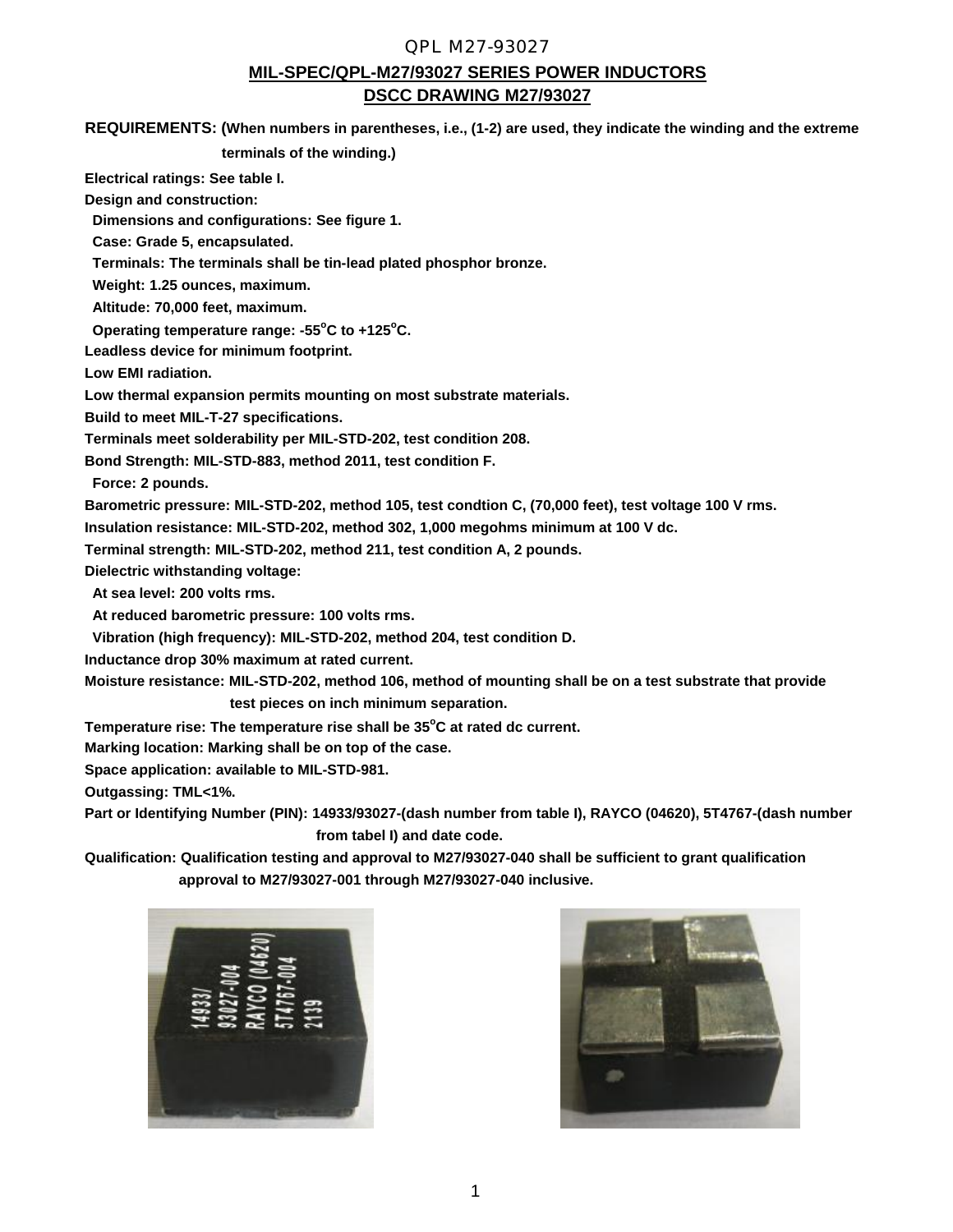# QPL M27-93027

## MIL-SPEC/QPL-M27/93027 SERIES POWER INDUCTORS

## DSCC DRAWING M27/93027

**REQUIREMENTS: (When numbers in parentheses, i.e., (1-2) are used, they indicate the winding and the extreme terminals of the winding.)**

**Electrical ratings: See table I.**

**Design and construction:**

- **Dimensions and configurations: See figure 1.**
- **Case: Grade 5, encapsulated.**
- **Terminals: The terminals shall be tin-lead plated phosphor bronze.**
- **Weight: 1.25 ounces, maximum.**
- **Altitude: 70,000 feet, maximum.**
- **Operating temperature range: -55°C to +125°C.**

**Leadless device for minimum footprint.**

**Low EMI radiation.**

**Low thermal expansion permits mounting on most substrate materials.**

**Build to meet MIL-T-27 specifications.**

**Terminals meet solderability per MIL-STD-202, test condition 208.**

**Bond Strength: MIL-STD-883, method 2011, test condition F.**

- **Force: 2 pounds.**

**Barometric pressure: MIL-STD-202, method 105, test condtion C, (70,000 feet), test voltage 100 V rms.**

**Insulation resistance: MIL-STD-202, method 302, 1,000 megohms minimum at 100 V dc.**

**Terminal strength: MIL-STD-202, method 211, test condition A, 2 pounds.**

**Dielectric withstanding voltage:**

- **At sea level: 200 volts rms.**
- **At reduced barometric pressure: 100 volts rms.**
- **Vibration (high frequency): MIL-STD-202, method 204, test condition D.**

**Inductance drop 30% maximum at rated current.**

**Moisture resistance: MIL-STD-202, method 106, method of mounting shall be on a test substrate that provide test pieces on inch minimum separation.**

**Temperature rise: The temperature rise shall be 35°C at rated dc current.**

**Marking location: Marking shall be on top of the case.**

**Space application: available to MIL-STD-981.**

**Outgassing: TML<1%.**

**Part or Identifying Number (PIN): 14933/93027-(dash number from table I), RAYCO (04620), 5T4767-(dash number from tabel I) and date code.**

**Qualification: Qualification testing and approval to M27/93027-040 shall be sufficient to grant qualification approval to M27/93027-001 through M27/93027-040 inclusive.**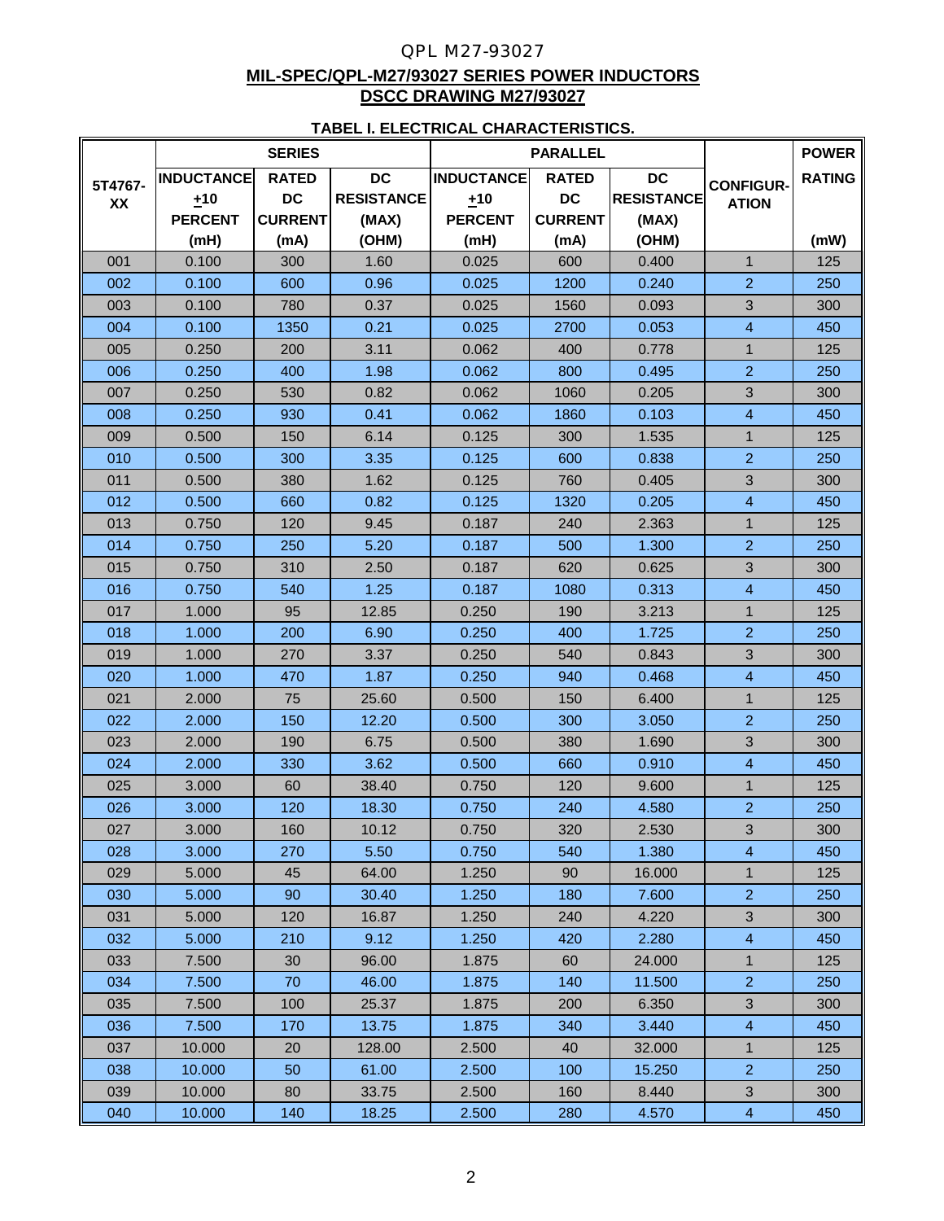QPL M27-93027

## MIL-SPEC/QPL-M27/93027 SERIES POWER INDUCTORS
## DSCC DRAWING M27/93027

### TABEL I. ELECTRICAL CHARACTERISTICS.

| 5T4767-XX | SERIES | | | PARALLEL | | | CONFIGUR-ATION | POWER RATING |
|---|---|---|---|---|---|---|---|---|
| | INDUCTANCE ±10 PERCENT (mH) | RATED DC CURRENT (mA) | DC RESISTANCE (MAX) (OHM) | INDUCTANCE ±10 PERCENT (mH) | RATED DC CURRENT (mA) | DC RESISTANCE (MAX) (OHM) | | (mW) |
| 001 | 0.100 | 300 | 1.60 | 0.025 | 600 | 0.400 | 1 | 125 |
| 002 | 0.100 | 600 | 0.96 | 0.025 | 1200 | 0.240 | 2 | 250 |
| 003 | 0.100 | 780 | 0.37 | 0.025 | 1560 | 0.093 | 3 | 300 |
| 004 | 0.100 | 1350 | 0.21 | 0.025 | 2700 | 0.053 | 4 | 450 |
| 005 | 0.250 | 200 | 3.11 | 0.062 | 400 | 0.778 | 1 | 125 |
| 006 | 0.250 | 400 | 1.98 | 0.062 | 800 | 0.495 | 2 | 250 |
| 007 | 0.250 | 530 | 0.82 | 0.062 | 1060 | 0.205 | 3 | 300 |
| 008 | 0.250 | 930 | 0.41 | 0.062 | 1860 | 0.103 | 4 | 450 |
| 009 | 0.500 | 150 | 6.14 | 0.125 | 300 | 1.535 | 1 | 125 |
| 010 | 0.500 | 300 | 3.35 | 0.125 | 600 | 0.838 | 2 | 250 |
| 011 | 0.500 | 380 | 1.62 | 0.125 | 760 | 0.405 | 3 | 300 |
| 012 | 0.500 | 660 | 0.82 | 0.125 | 1320 | 0.205 | 4 | 450 |
| 013 | 0.750 | 120 | 9.45 | 0.187 | 240 | 2.363 | 1 | 125 |
| 014 | 0.750 | 250 | 5.20 | 0.187 | 500 | 1.300 | 2 | 250 |
| 015 | 0.750 | 310 | 2.50 | 0.187 | 620 | 0.625 | 3 | 300 |
| 016 | 0.750 | 540 | 1.25 | 0.187 | 1080 | 0.313 | 4 | 450 |
| 017 | 1.000 | 95 | 12.85 | 0.250 | 190 | 3.213 | 1 | 125 |
| 018 | 1.000 | 200 | 6.90 | 0.250 | 400 | 1.725 | 2 | 250 |
| 019 | 1.000 | 270 | 3.37 | 0.250 | 540 | 0.843 | 3 | 300 |
| 020 | 1.000 | 470 | 1.87 | 0.250 | 940 | 0.468 | 4 | 450 |
| 021 | 2.000 | 75 | 25.60 | 0.500 | 150 | 6.400 | 1 | 125 |
| 022 | 2.000 | 150 | 12.20 | 0.500 | 300 | 3.050 | 2 | 250 |
| 023 | 2.000 | 190 | 6.75 | 0.500 | 380 | 1.690 | 3 | 300 |
| 024 | 2.000 | 330 | 3.62 | 0.500 | 660 | 0.910 | 4 | 450 |
| 025 | 3.000 | 60 | 38.40 | 0.750 | 120 | 9.600 | 1 | 125 |
| 026 | 3.000 | 120 | 18.30 | 0.750 | 240 | 4.580 | 2 | 250 |
| 027 | 3.000 | 160 | 10.12 | 0.750 | 320 | 2.530 | 3 | 300 |
| 028 | 3.000 | 270 | 5.50 | 0.750 | 540 | 1.380 | 4 | 450 |
| 029 | 5.000 | 45 | 64.00 | 1.250 | 90 | 16.000 | 1 | 125 |
| 030 | 5.000 | 90 | 30.40 | 1.250 | 180 | 7.600 | 2 | 250 |
| 031 | 5.000 | 120 | 16.87 | 1.250 | 240 | 4.220 | 3 | 300 |
| 032 | 5.000 | 210 | 9.12 | 1.250 | 420 | 2.280 | 4 | 450 |
| 033 | 7.500 | 30 | 96.00 | 1.875 | 60 | 24.000 | 1 | 125 |
| 034 | 7.500 | 70 | 46.00 | 1.875 | 140 | 11.500 | 2 | 250 |
| 035 | 7.500 | 100 | 25.37 | 1.875 | 200 | 6.350 | 3 | 300 |
| 036 | 7.500 | 170 | 13.75 | 1.875 | 340 | 3.440 | 4 | 450 |
| 037 | 10.000 | 20 | 128.00 | 2.500 | 40 | 32.000 | 1 | 125 |
| 038 | 10.000 | 50 | 61.00 | 2.500 | 100 | 15.250 | 2 | 250 |
| 039 | 10.000 | 80 | 33.75 | 2.500 | 160 | 8.440 | 3 | 300 |
| 040 | 10.000 | 140 | 18.25 | 2.500 | 280 | 4.570 | 4 | 450 |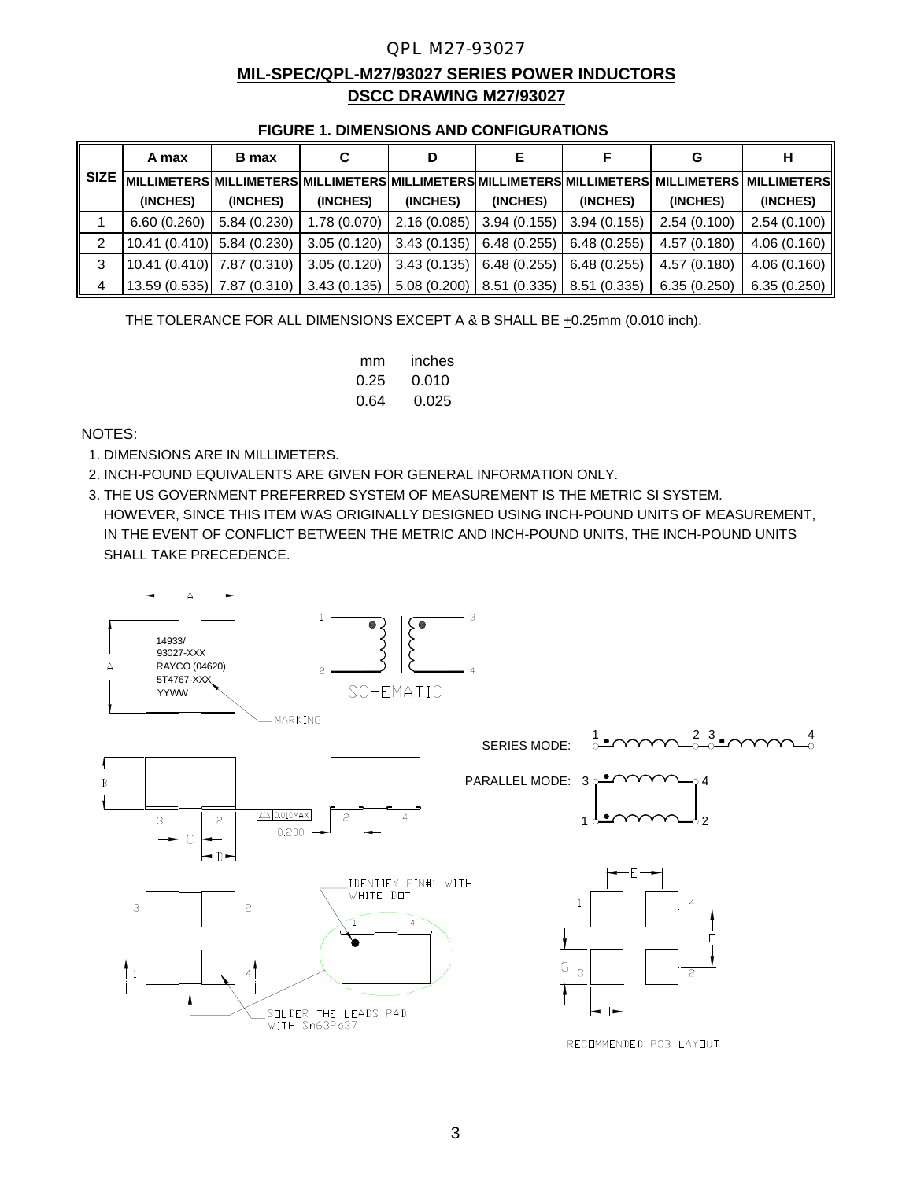QPL M27-93027

## MIL-SPEC/QPL-M27/93027 SERIES POWER INDUCTORS

## DSCC DRAWING M27/93027

### FIGURE 1. DIMENSIONS AND CONFIGURATIONS

| SIZE | A max MILLIMETERS (INCHES) | B max MILLIMETERS (INCHES) | C MILLIMETERS (INCHES) | D MILLIMETERS (INCHES) | E MILLIMETERS (INCHES) | F MILLIMETERS (INCHES) | G MILLIMETERS (INCHES) | H MILLIMETERS (INCHES) |
|---|---|---|---|---|---|---|---|---|
| 1 | 6.60 (0.260) | 5.84 (0.230) | 1.78 (0.070) | 2.16 (0.085) | 3.94 (0.155) | 3.94 (0.155) | 2.54 (0.100) | 2.54 (0.100) |
| 2 | 10.41 (0.410) | 5.84 (0.230) | 3.05 (0.120) | 3.43 (0.135) | 6.48 (0.255) | 6.48 (0.255) | 4.57 (0.180) | 4.06 (0.160) |
| 3 | 10.41 (0.410) | 7.87 (0.310) | 3.05 (0.120) | 3.43 (0.135) | 6.48 (0.255) | 6.48 (0.255) | 4.57 (0.180) | 4.06 (0.160) |
| 4 | 13.59 (0.535) | 7.87 (0.310) | 3.43 (0.135) | 5.08 (0.200) | 8.51 (0.335) | 8.51 (0.335) | 6.35 (0.250) | 6.35 (0.250) |

THE TOLERANCE FOR ALL DIMENSIONS EXCEPT A & B SHALL BE ±0.25mm (0.010 inch).

| mm | inches |
|---|---|
| 0.25 | 0.010 |
| 0.64 | 0.025 |

NOTES:

1. DIMENSIONS ARE IN MILLIMETERS.
2. INCH-POUND EQUIVALENTS ARE GIVEN FOR GENERAL INFORMATION ONLY.
3. THE US GOVERNMENT PREFERRED SYSTEM OF MEASUREMENT IS THE METRIC SI SYSTEM. HOWEVER, SINCE THIS ITEM WAS ORIGINALLY DESIGNED USING INCH-POUND UNITS OF MEASUREMENT, IN THE EVENT OF CONFLICT BETWEEN THE METRIC AND INCH-POUND UNITS, THE INCH-POUND UNITS SHALL TAKE PRECEDENCE.

A

A

14933/
93027-XXX
RAYCO (04620)
5T4767-XXX
YYWW

MARKING

1 3 2 4

SCHEMATIC

SERIES MODE: 1 2 3 4

PARALLEL MODE: 3 4 1 2

B

3 2 C D

0.010MAX

0.200

2 4

IDENTIFY PIN#1 WITH WHITE DOT

1 4

3 2 1 4

SOLDER THE LEADS PAD WITH Sn63Pb37

E

1 4 F G 3 2 H

RECOMMENDED PCB LAYOUT